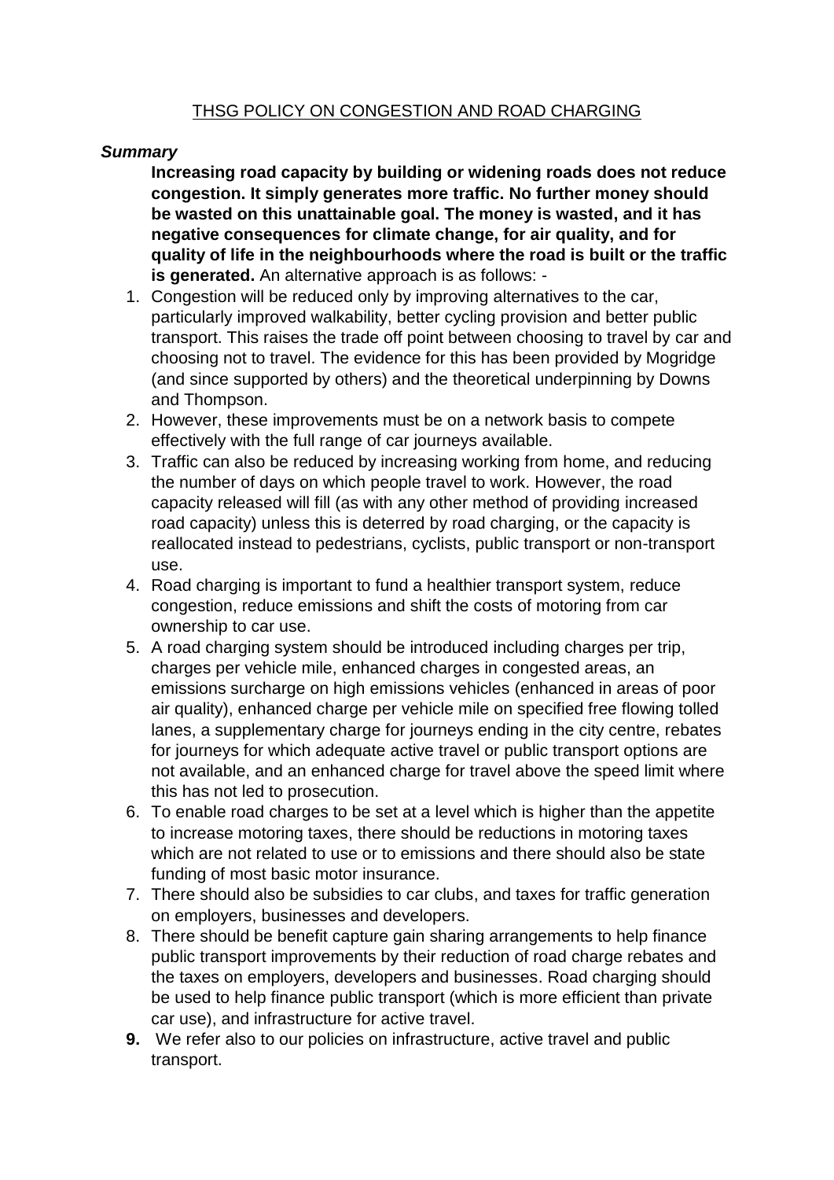# THSG POLICY ON CONGESTION AND ROAD CHARGING

***Summary***

**Increasing road capacity by building or widening roads does not reduce congestion. It simply generates more traffic. No further money should be wasted on this unattainable goal. The money is wasted, and it has negative consequences for climate change, for air quality, and for quality of life in the neighbourhoods where the road is built or the traffic is generated.** An alternative approach is as follows: -

1. Congestion will be reduced only by improving alternatives to the car, particularly improved walkability, better cycling provision and better public transport. This raises the trade off point between choosing to travel by car and choosing not to travel. The evidence for this has been provided by Mogridge (and since supported by others) and the theoretical underpinning by Downs and Thompson.
2. However, these improvements must be on a network basis to compete effectively with the full range of car journeys available.
3. Traffic can also be reduced by increasing working from home, and reducing the number of days on which people travel to work. However, the road capacity released will fill (as with any other method of providing increased road capacity) unless this is deterred by road charging, or the capacity is reallocated instead to pedestrians, cyclists, public transport or non-transport use.
4. Road charging is important to fund a healthier transport system, reduce congestion, reduce emissions and shift the costs of motoring from car ownership to car use.
5. A road charging system should be introduced including charges per trip, charges per vehicle mile, enhanced charges in congested areas, an emissions surcharge on high emissions vehicles (enhanced in areas of poor air quality), enhanced charge per vehicle mile on specified free flowing tolled lanes, a supplementary charge for journeys ending in the city centre, rebates for journeys for which adequate active travel or public transport options are not available, and an enhanced charge for travel above the speed limit where this has not led to prosecution.
6. To enable road charges to be set at a level which is higher than the appetite to increase motoring taxes, there should be reductions in motoring taxes which are not related to use or to emissions and there should also be state funding of most basic motor insurance.
7. There should also be subsidies to car clubs, and taxes for traffic generation on employers, businesses and developers.
8. There should be benefit capture gain sharing arrangements to help finance public transport improvements by their reduction of road charge rebates and the taxes on employers, developers and businesses. Road charging should be used to help finance public transport (which is more efficient than private car use), and infrastructure for active travel.
9. We refer also to our policies on infrastructure, active travel and public transport.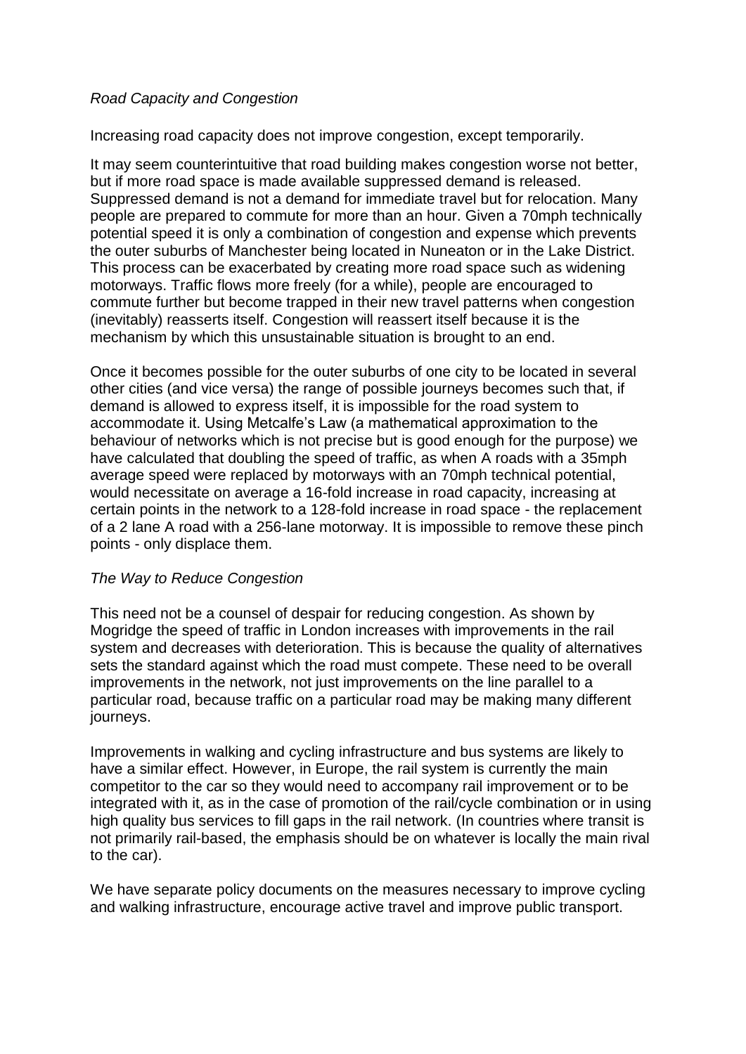*Road Capacity and Congestion*

Increasing road capacity does not improve congestion, except temporarily.

It may seem counterintuitive that road building makes congestion worse not better, but if more road space is made available suppressed demand is released. Suppressed demand is not a demand for immediate travel but for relocation. Many people are prepared to commute for more than an hour. Given a 70mph technically potential speed it is only a combination of congestion and expense which prevents the outer suburbs of Manchester being located in Nuneaton or in the Lake District. This process can be exacerbated by creating more road space such as widening motorways. Traffic flows more freely (for a while), people are encouraged to commute further but become trapped in their new travel patterns when congestion (inevitably) reasserts itself. Congestion will reassert itself because it is the mechanism by which this unsustainable situation is brought to an end.

Once it becomes possible for the outer suburbs of one city to be located in several other cities (and vice versa) the range of possible journeys becomes such that, if demand is allowed to express itself, it is impossible for the road system to accommodate it. Using Metcalfe's Law (a mathematical approximation to the behaviour of networks which is not precise but is good enough for the purpose) we have calculated that doubling the speed of traffic, as when A roads with a 35mph average speed were replaced by motorways with an 70mph technical potential, would necessitate on average a 16-fold increase in road capacity, increasing at certain points in the network to a 128-fold increase in road space - the replacement of a 2 lane A road with a 256-lane motorway. It is impossible to remove these pinch points - only displace them.

*The Way to Reduce Congestion*

This need not be a counsel of despair for reducing congestion. As shown by Mogridge the speed of traffic in London increases with improvements in the rail system and decreases with deterioration. This is because the quality of alternatives sets the standard against which the road must compete. These need to be overall improvements in the network, not just improvements on the line parallel to a particular road, because traffic on a particular road may be making many different journeys.

Improvements in walking and cycling infrastructure and bus systems are likely to have a similar effect. However, in Europe, the rail system is currently the main competitor to the car so they would need to accompany rail improvement or to be integrated with it, as in the case of promotion of the rail/cycle combination or in using high quality bus services to fill gaps in the rail network. (In countries where transit is not primarily rail-based, the emphasis should be on whatever is locally the main rival to the car).

We have separate policy documents on the measures necessary to improve cycling and walking infrastructure, encourage active travel and improve public transport.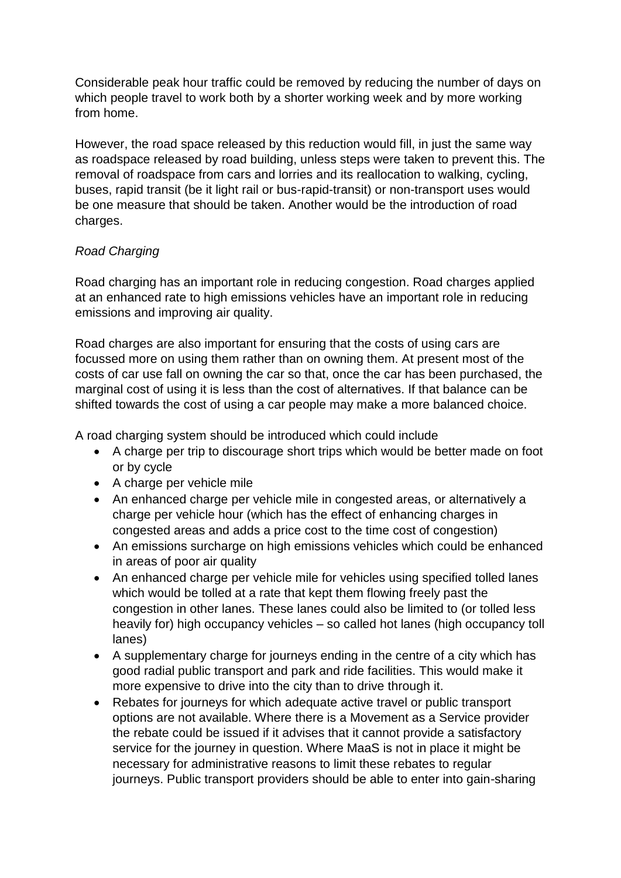Considerable peak hour traffic could be removed by reducing the number of days on which people travel to work both by a shorter working week and by more working from home.

However, the road space released by this reduction would fill, in just the same way as roadspace released by road building, unless steps were taken to prevent this. The removal of roadspace from cars and lorries and its reallocation to walking, cycling, buses, rapid transit (be it light rail or bus-rapid-transit) or non-transport uses would be one measure that should be taken. Another would be the introduction of road charges.

*Road Charging*

Road charging has an important role in reducing congestion. Road charges applied at an enhanced rate to high emissions vehicles have an important role in reducing emissions and improving air quality.

Road charges are also important for ensuring that the costs of using cars are focussed more on using them rather than on owning them. At present most of the costs of car use fall on owning the car so that, once the car has been purchased, the marginal cost of using it is less than the cost of alternatives. If that balance can be shifted towards the cost of using a car people may make a more balanced choice.

A road charging system should be introduced which could include

- A charge per trip to discourage short trips which would be better made on foot or by cycle
- A charge per vehicle mile
- An enhanced charge per vehicle mile in congested areas, or alternatively a charge per vehicle hour (which has the effect of enhancing charges in congested areas and adds a price cost to the time cost of congestion)
- An emissions surcharge on high emissions vehicles which could be enhanced in areas of poor air quality
- An enhanced charge per vehicle mile for vehicles using specified tolled lanes which would be tolled at a rate that kept them flowing freely past the congestion in other lanes. These lanes could also be limited to (or tolled less heavily for) high occupancy vehicles – so called hot lanes (high occupancy toll lanes)
- A supplementary charge for journeys ending in the centre of a city which has good radial public transport and park and ride facilities. This would make it more expensive to drive into the city than to drive through it.
- Rebates for journeys for which adequate active travel or public transport options are not available. Where there is a Movement as a Service provider the rebate could be issued if it advises that it cannot provide a satisfactory service for the journey in question. Where MaaS is not in place it might be necessary for administrative reasons to limit these rebates to regular journeys. Public transport providers should be able to enter into gain-sharing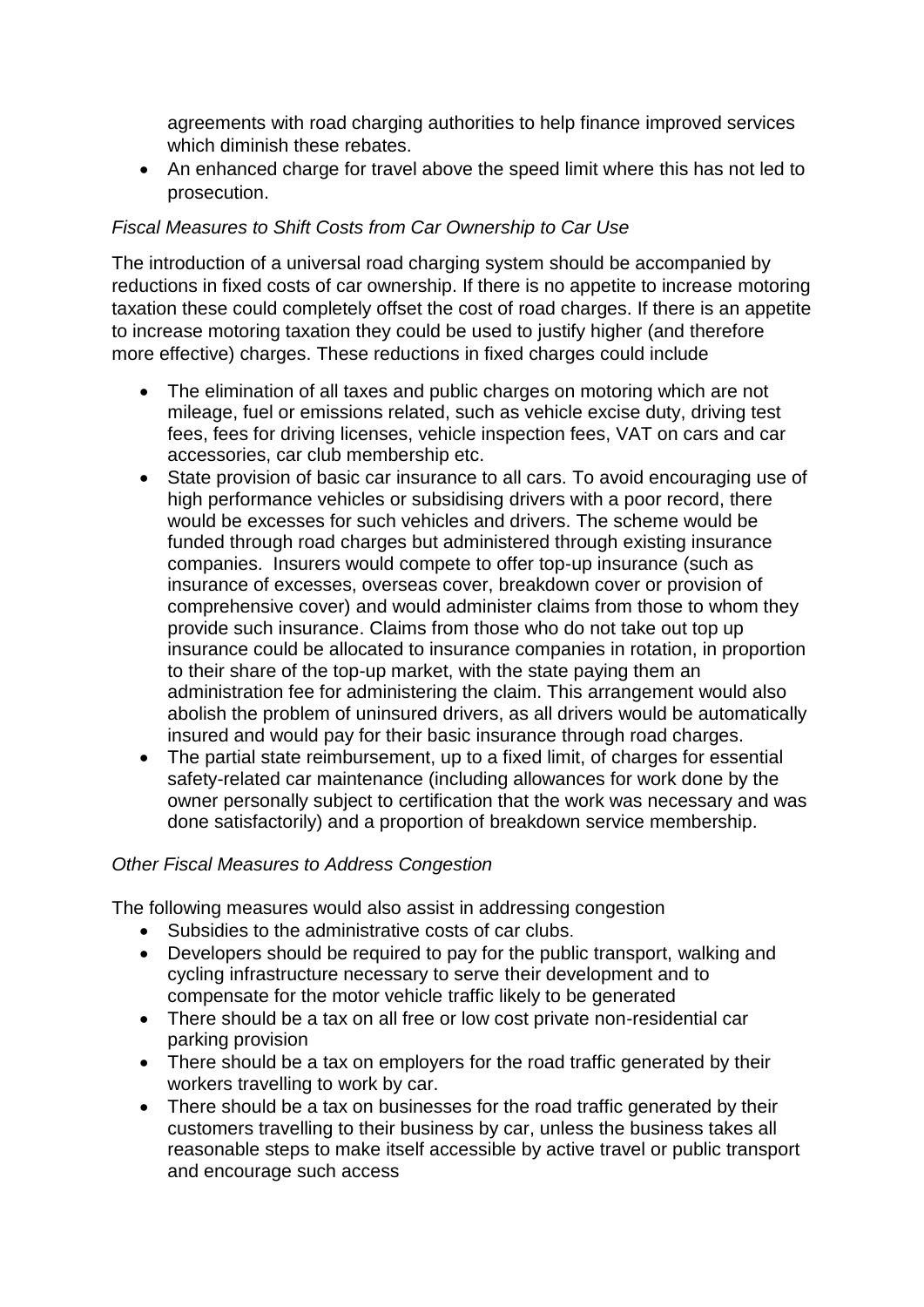agreements with road charging authorities to help finance improved services which diminish these rebates.

- An enhanced charge for travel above the speed limit where this has not led to prosecution.

*Fiscal Measures to Shift Costs from Car Ownership to Car Use*

The introduction of a universal road charging system should be accompanied by reductions in fixed costs of car ownership. If there is no appetite to increase motoring taxation these could completely offset the cost of road charges. If there is an appetite to increase motoring taxation they could be used to justify higher (and therefore more effective) charges. These reductions in fixed charges could include

- The elimination of all taxes and public charges on motoring which are not mileage, fuel or emissions related, such as vehicle excise duty, driving test fees, fees for driving licenses, vehicle inspection fees, VAT on cars and car accessories, car club membership etc.
- State provision of basic car insurance to all cars. To avoid encouraging use of high performance vehicles or subsidising drivers with a poor record, there would be excesses for such vehicles and drivers. The scheme would be funded through road charges but administered through existing insurance companies. Insurers would compete to offer top-up insurance (such as insurance of excesses, overseas cover, breakdown cover or provision of comprehensive cover) and would administer claims from those to whom they provide such insurance. Claims from those who do not take out top up insurance could be allocated to insurance companies in rotation, in proportion to their share of the top-up market, with the state paying them an administration fee for administering the claim. This arrangement would also abolish the problem of uninsured drivers, as all drivers would be automatically insured and would pay for their basic insurance through road charges.
- The partial state reimbursement, up to a fixed limit, of charges for essential safety-related car maintenance (including allowances for work done by the owner personally subject to certification that the work was necessary and was done satisfactorily) and a proportion of breakdown service membership.

*Other Fiscal Measures to Address Congestion*

The following measures would also assist in addressing congestion

- Subsidies to the administrative costs of car clubs.
- Developers should be required to pay for the public transport, walking and cycling infrastructure necessary to serve their development and to compensate for the motor vehicle traffic likely to be generated
- There should be a tax on all free or low cost private non-residential car parking provision
- There should be a tax on employers for the road traffic generated by their workers travelling to work by car.
- There should be a tax on businesses for the road traffic generated by their customers travelling to their business by car, unless the business takes all reasonable steps to make itself accessible by active travel or public transport and encourage such access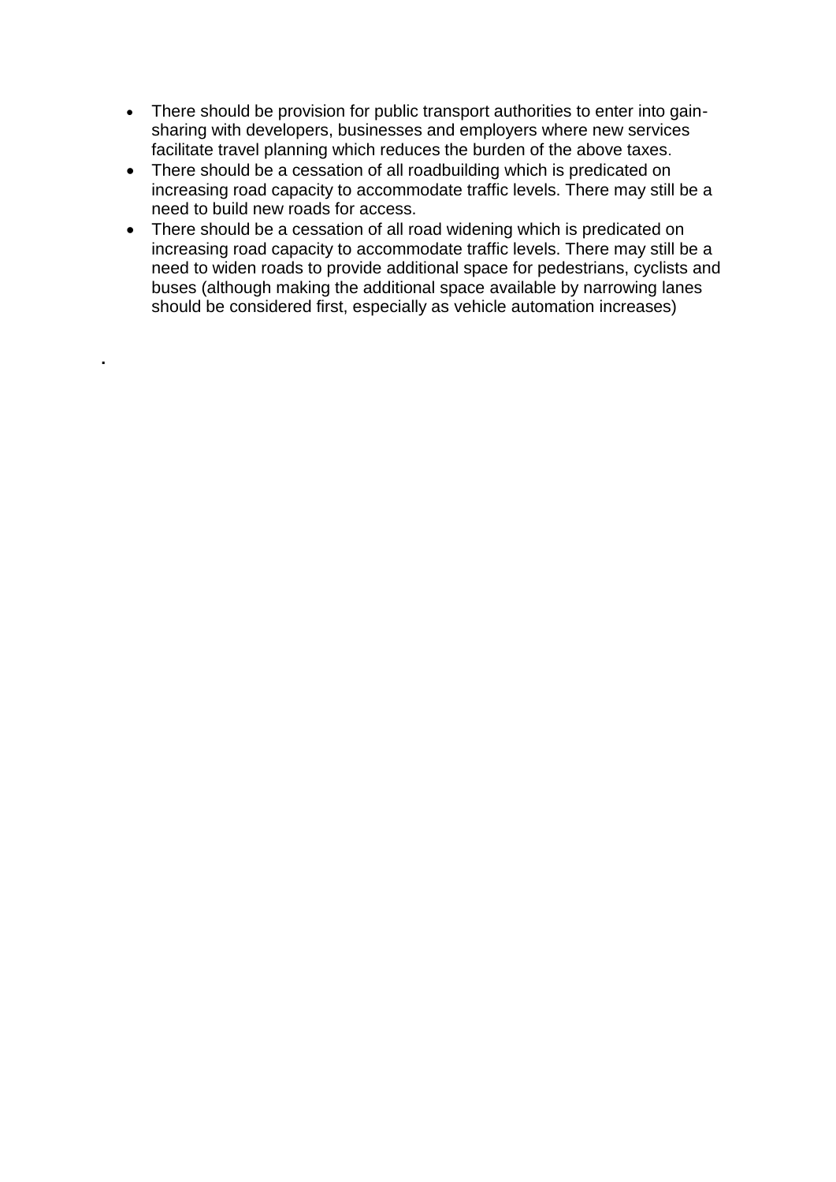- There should be provision for public transport authorities to enter into gain-sharing with developers, businesses and employers where new services facilitate travel planning which reduces the burden of the above taxes.
- There should be a cessation of all roadbuilding which is predicated on increasing road capacity to accommodate traffic levels. There may still be a need to build new roads for access.
- There should be a cessation of all road widening which is predicated on increasing road capacity to accommodate traffic levels. There may still be a need to widen roads to provide additional space for pedestrians, cyclists and buses (although making the additional space available by narrowing lanes should be considered first, especially as vehicle automation increases)

.